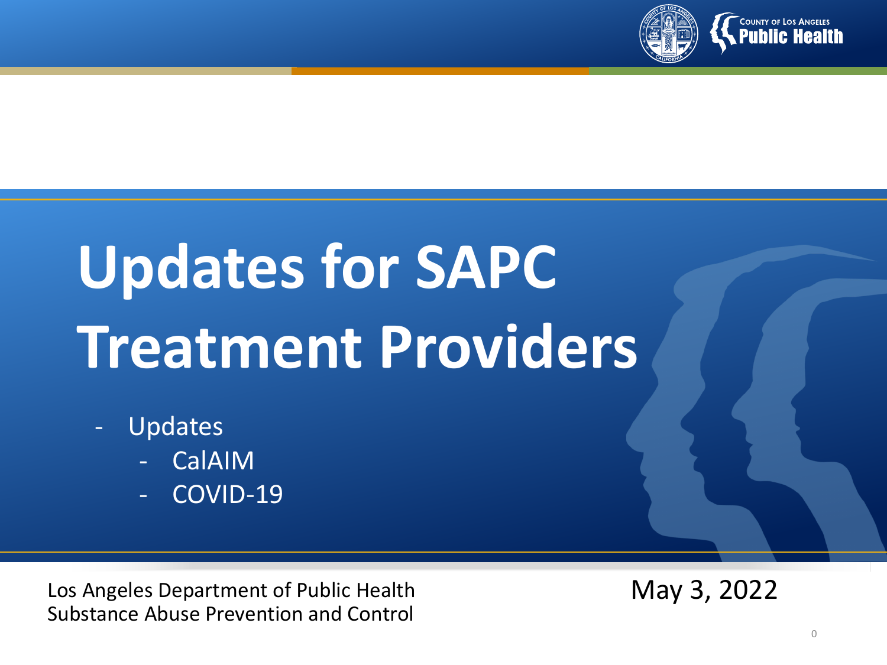# Updates for SAPC Treatment Providers

- Updates
  - CalAIM
  - COVID-19

Los Angeles Department of Public Health
Substance Abuse Prevention and Control

May 3, 2022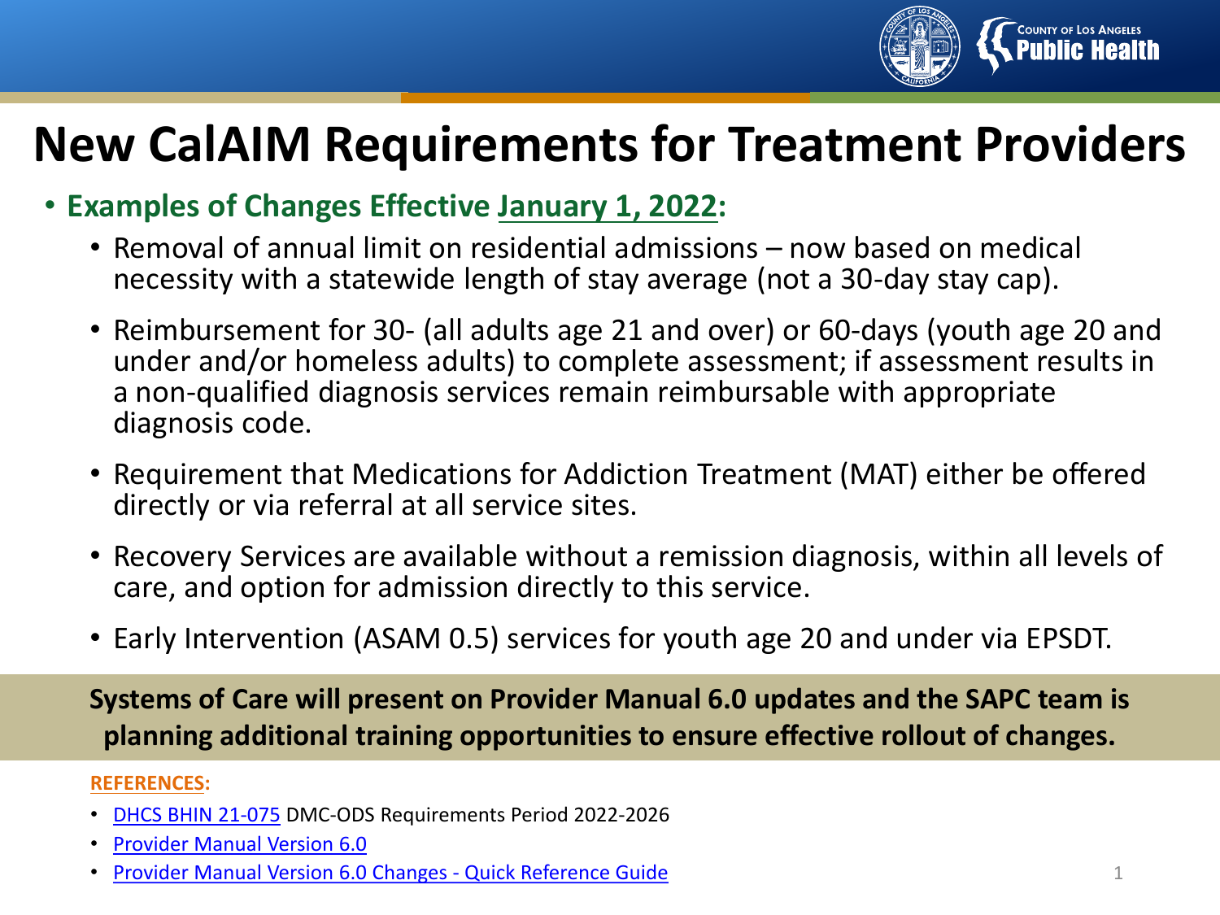# New CalAIM Requirements for Treatment Providers

- **Examples of Changes Effective January 1, 2022:**
  - Removal of annual limit on residential admissions – now based on medical necessity with a statewide length of stay average (not a 30-day stay cap).
  - Reimbursement for 30- (all adults age 21 and over) or 60-days (youth age 20 and under and/or homeless adults) to complete assessment; if assessment results in a non-qualified diagnosis services remain reimbursable with appropriate diagnosis code.
  - Requirement that Medications for Addiction Treatment (MAT) either be offered directly or via referral at all service sites.
  - Recovery Services are available without a remission diagnosis, within all levels of care, and option for admission directly to this service.
  - Early Intervention (ASAM 0.5) services for youth age 20 and under via EPSDT.

**Systems of Care will present on Provider Manual 6.0 updates and the SAPC team is planning additional training opportunities to ensure effective rollout of changes.**

**REFERENCES:**

- DHCS BHIN 21-075 DMC-ODS Requirements Period 2022-2026
- Provider Manual Version 6.0
- Provider Manual Version 6.0 Changes - Quick Reference Guide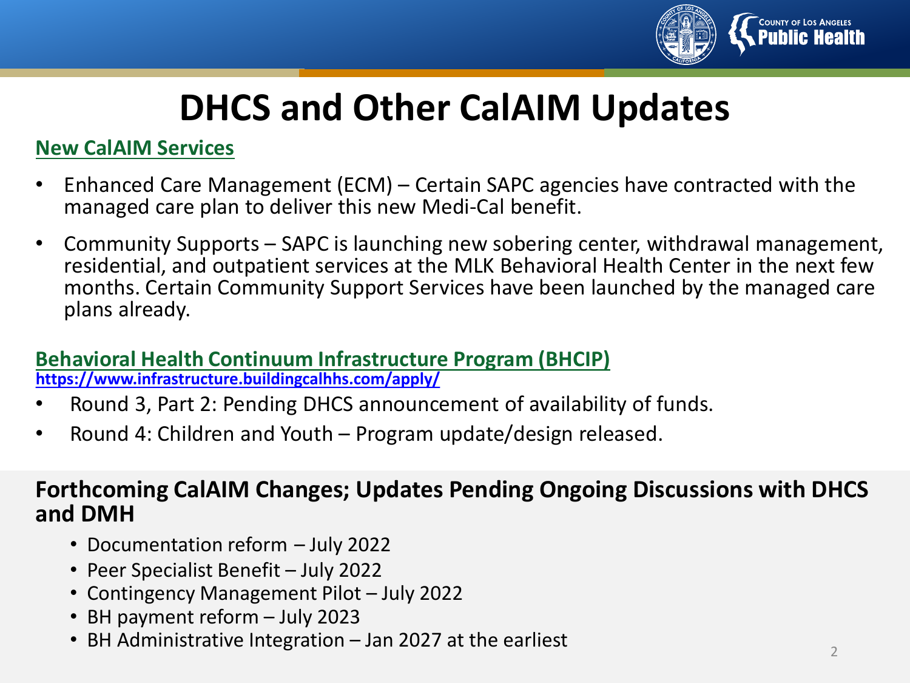# DHCS and Other CalAIM Updates

## New CalAIM Services

- Enhanced Care Management (ECM) – Certain SAPC agencies have contracted with the managed care plan to deliver this new Medi-Cal benefit.
- Community Supports – SAPC is launching new sobering center, withdrawal management, residential, and outpatient services at the MLK Behavioral Health Center in the next few months. Certain Community Support Services have been launched by the managed care plans already.

## Behavioral Health Continuum Infrastructure Program (BHCIP)

**https://www.infrastructure.buildingcalhhs.com/apply/**

- Round 3, Part 2: Pending DHCS announcement of availability of funds.
- Round 4: Children and Youth – Program update/design released.

## Forthcoming CalAIM Changes; Updates Pending Ongoing Discussions with DHCS and DMH

- Documentation reform – July 2022
- Peer Specialist Benefit – July 2022
- Contingency Management Pilot – July 2022
- BH payment reform – July 2023
- BH Administrative Integration – Jan 2027 at the earliest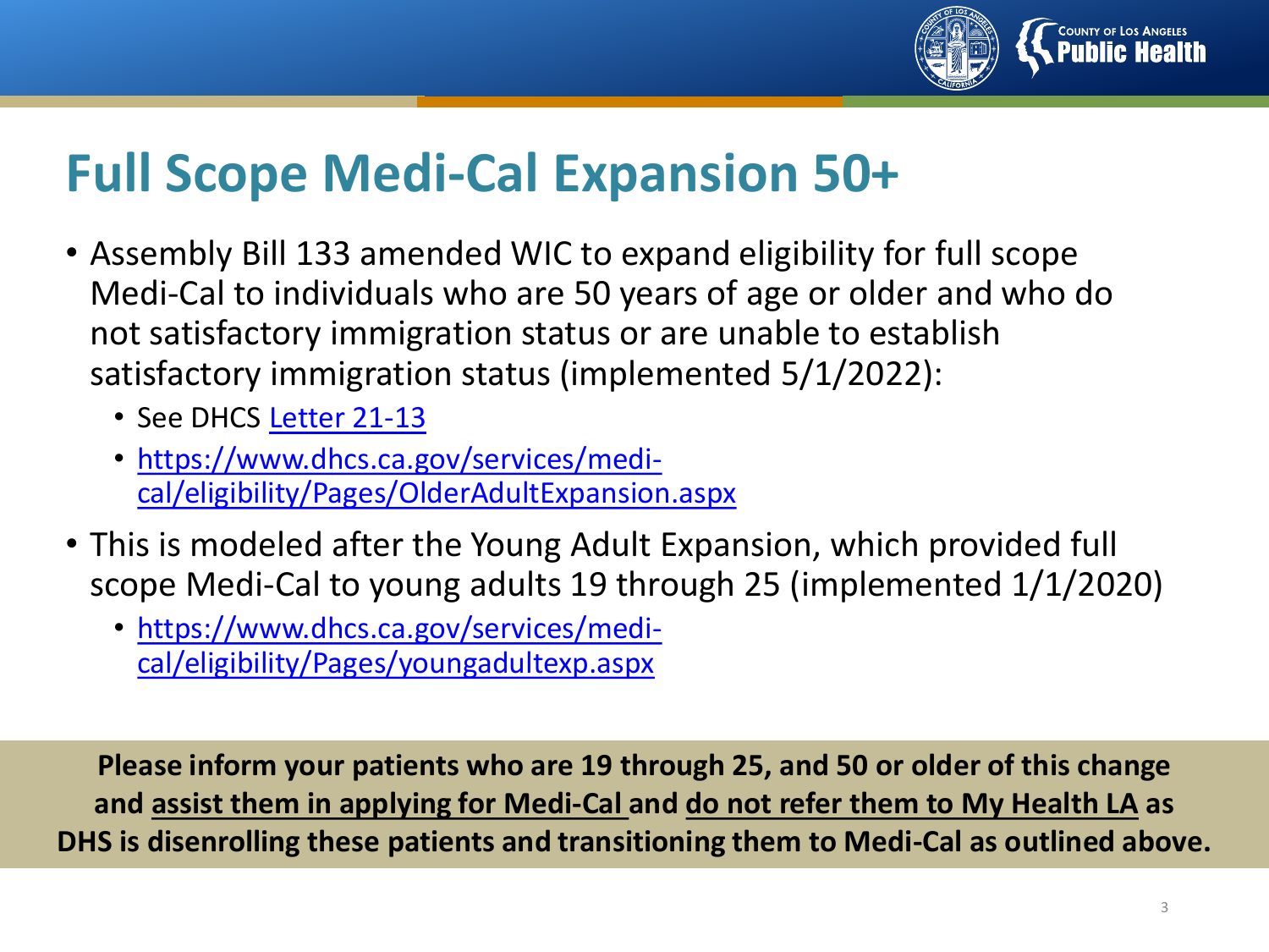# Full Scope Medi-Cal Expansion 50+

- Assembly Bill 133 amended WIC to expand eligibility for full scope Medi-Cal to individuals who are 50 years of age or older and who do not satisfactory immigration status or are unable to establish satisfactory immigration status (implemented 5/1/2022):
  - See DHCS Letter 21-13
  - https://www.dhcs.ca.gov/services/medi-cal/eligibility/Pages/OlderAdultExpansion.aspx
- This is modeled after the Young Adult Expansion, which provided full scope Medi-Cal to young adults 19 through 25 (implemented 1/1/2020)
  - https://www.dhcs.ca.gov/services/medi-cal/eligibility/Pages/youngadultexp.aspx

**Please inform your patients who are 19 through 25, and 50 or older of this change and assist them in applying for Medi-Cal and do not refer them to My Health LA as DHS is disenrolling these patients and transitioning them to Medi-Cal as outlined above.**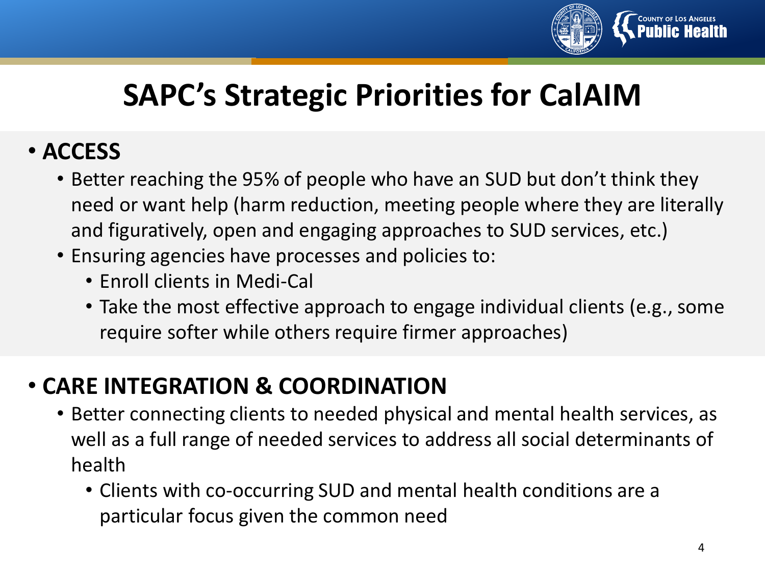# SAPC's Strategic Priorities for CalAIM

- **ACCESS**
  - Better reaching the 95% of people who have an SUD but don't think they need or want help (harm reduction, meeting people where they are literally and figuratively, open and engaging approaches to SUD services, etc.)
  - Ensuring agencies have processes and policies to:
    - Enroll clients in Medi-Cal
    - Take the most effective approach to engage individual clients (e.g., some require softer while others require firmer approaches)

- **CARE INTEGRATION & COORDINATION**
  - Better connecting clients to needed physical and mental health services, as well as a full range of needed services to address all social determinants of health
    - Clients with co-occurring SUD and mental health conditions are a particular focus given the common need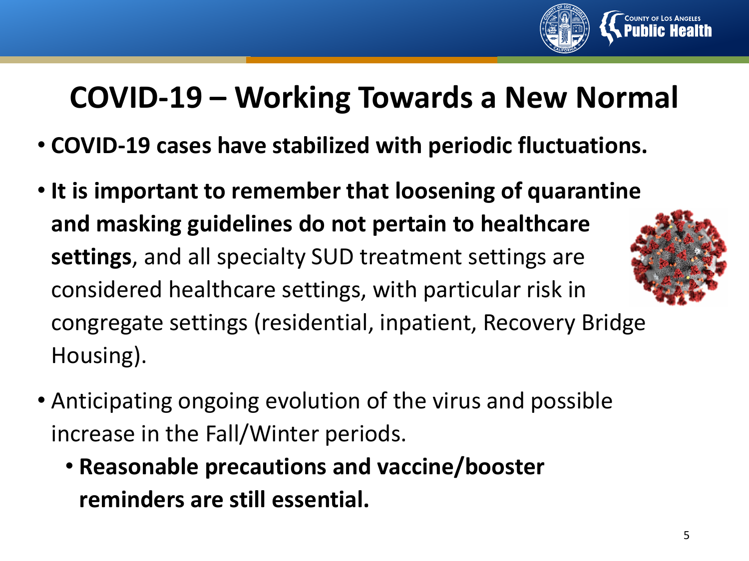# COVID-19 – Working Towards a New Normal

- **COVID-19 cases have stabilized with periodic fluctuations.**
- **It is important to remember that loosening of quarantine and masking guidelines do not pertain to healthcare settings**, and all specialty SUD treatment settings are considered healthcare settings, with particular risk in congregate settings (residential, inpatient, Recovery Bridge Housing).
- Anticipating ongoing evolution of the virus and possible increase in the Fall/Winter periods.
  - **Reasonable precautions and vaccine/booster reminders are still essential.**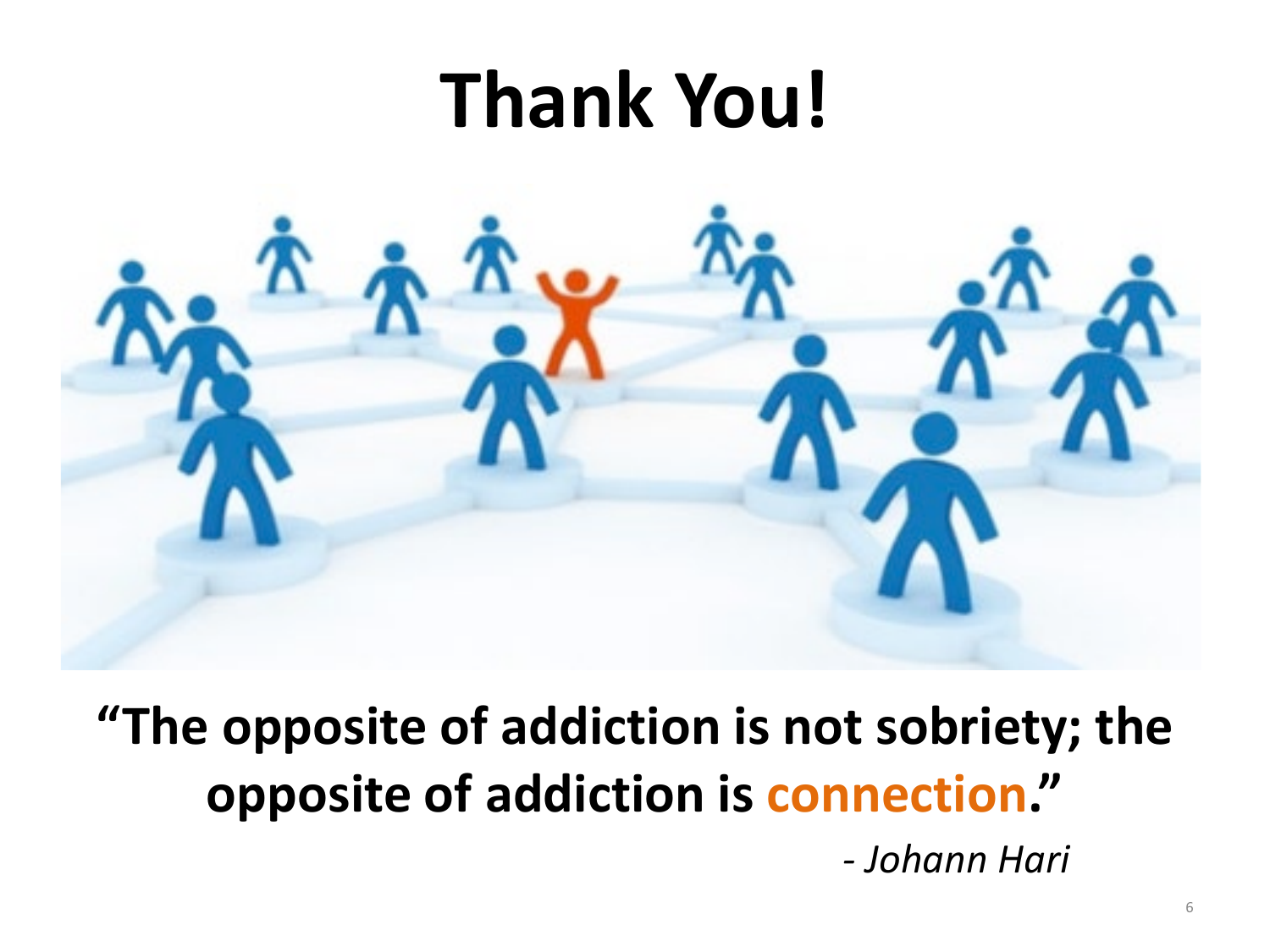# Thank You!

**"The opposite of addiction is not sobriety; the opposite of addiction is connection."**

*- Johann Hari*